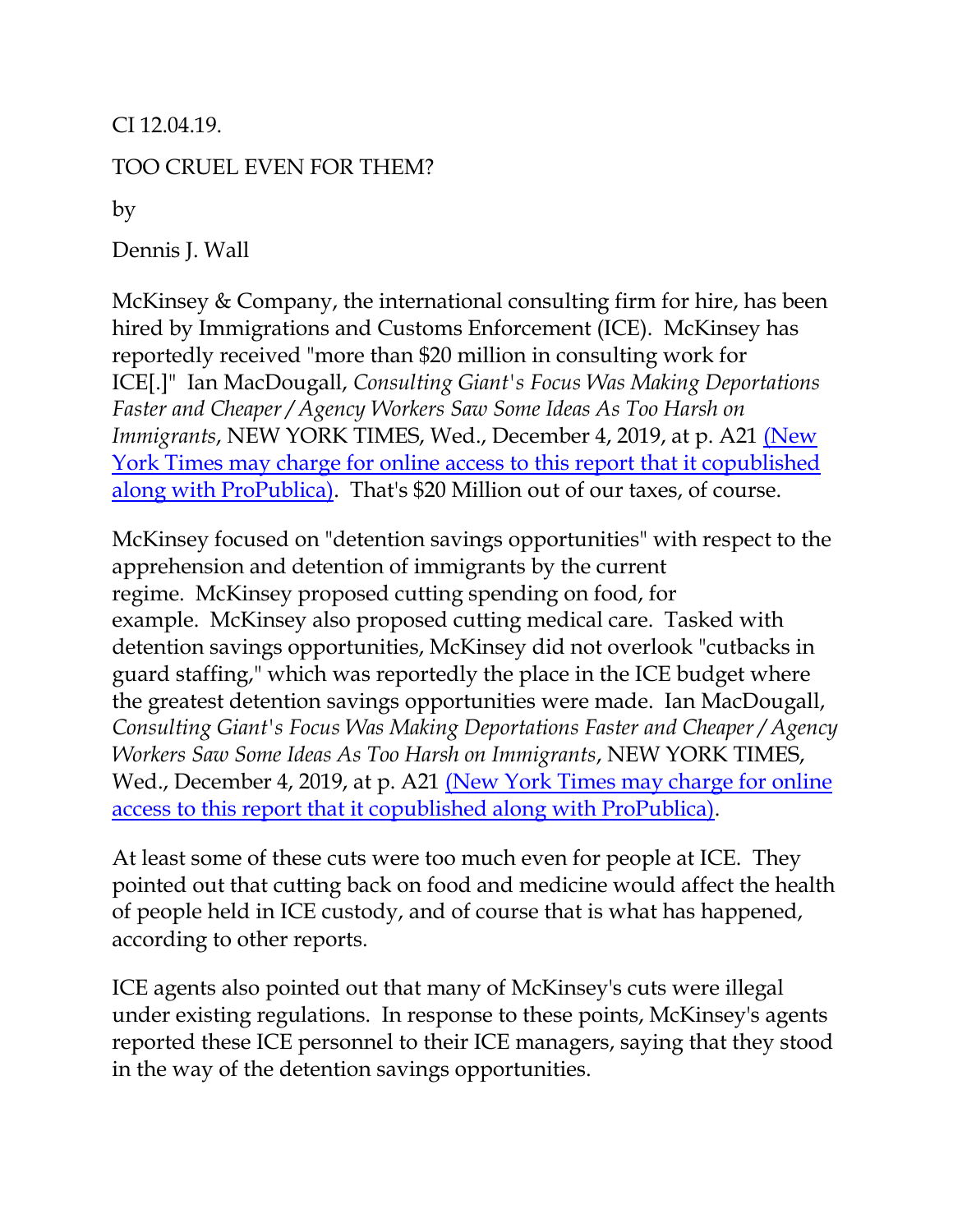CI 12.04.19.

TOO CRUEL EVEN FOR THEM?

by

Dennis J. Wall

McKinsey & Company, the international consulting firm for hire, has been hired by Immigrations and Customs Enforcement (ICE). McKinsey has reportedly received "more than $20 million in consulting work for ICE[.]" Ian MacDougall, *Consulting Giant's Focus Was Making Deportations Faster and Cheaper / Agency Workers Saw Some Ideas As Too Harsh on Immigrants*, NEW YORK TIMES, Wed., December 4, 2019, at p. A21 [(New York Times may charge for online access to this report that it copublished along with ProPublica)](). That's $20 Million out of our taxes, of course.

McKinsey focused on "detention savings opportunities" with respect to the apprehension and detention of immigrants by the current regime. McKinsey proposed cutting spending on food, for example. McKinsey also proposed cutting medical care. Tasked with detention savings opportunities, McKinsey did not overlook "cutbacks in guard staffing," which was reportedly the place in the ICE budget where the greatest detention savings opportunities were made. Ian MacDougall, *Consulting Giant's Focus Was Making Deportations Faster and Cheaper / Agency Workers Saw Some Ideas As Too Harsh on Immigrants*, NEW YORK TIMES, Wed., December 4, 2019, at p. A21 [(New York Times may charge for online access to this report that it copublished along with ProPublica)]().

At least some of these cuts were too much even for people at ICE. They pointed out that cutting back on food and medicine would affect the health of people held in ICE custody, and of course that is what has happened, according to other reports.

ICE agents also pointed out that many of McKinsey's cuts were illegal under existing regulations. In response to these points, McKinsey's agents reported these ICE personnel to their ICE managers, saying that they stood in the way of the detention savings opportunities.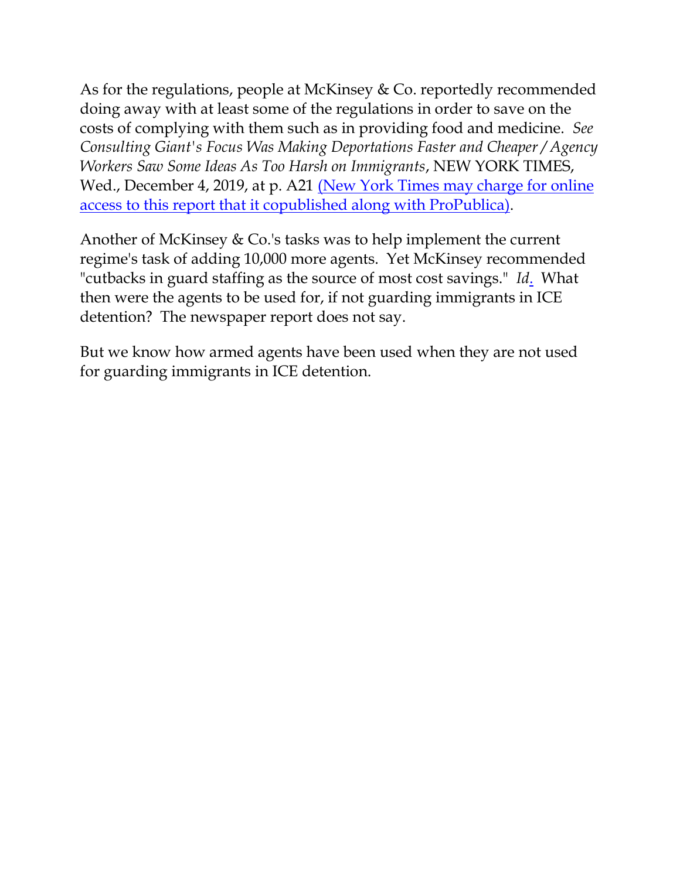As for the regulations, people at McKinsey & Co. reportedly recommended doing away with at least some of the regulations in order to save on the costs of complying with them such as in providing food and medicine. *See Consulting Giant's Focus Was Making Deportations Faster and Cheaper / Agency Workers Saw Some Ideas As Too Harsh on Immigrants*, NEW YORK TIMES, Wed., December 4, 2019, at p. A21 (New York Times may charge for online access to this report that it copublished along with ProPublica).

Another of McKinsey & Co.'s tasks was to help implement the current regime's task of adding 10,000 more agents. Yet McKinsey recommended "cutbacks in guard staffing as the source of most cost savings." *Id*. What then were the agents to be used for, if not guarding immigrants in ICE detention? The newspaper report does not say.

But we know how armed agents have been used when they are not used for guarding immigrants in ICE detention.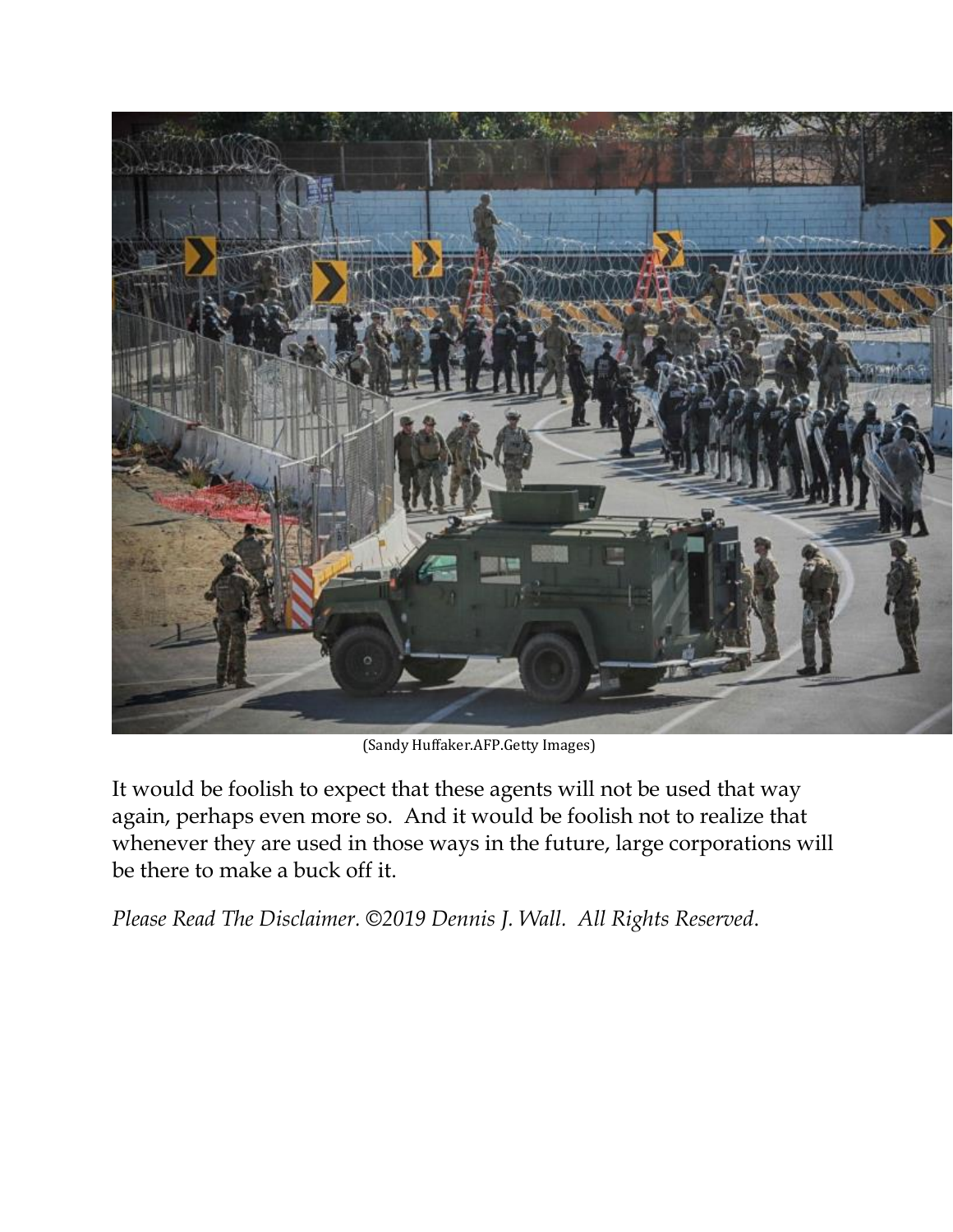(Sandy Huffaker.AFP.Getty Images)

It would be foolish to expect that these agents will not be used that way again, perhaps even more so. And it would be foolish not to realize that whenever they are used in those ways in the future, large corporations will be there to make a buck off it.

*Please Read The Disclaimer. ©2019 Dennis J. Wall. All Rights Reserved.*